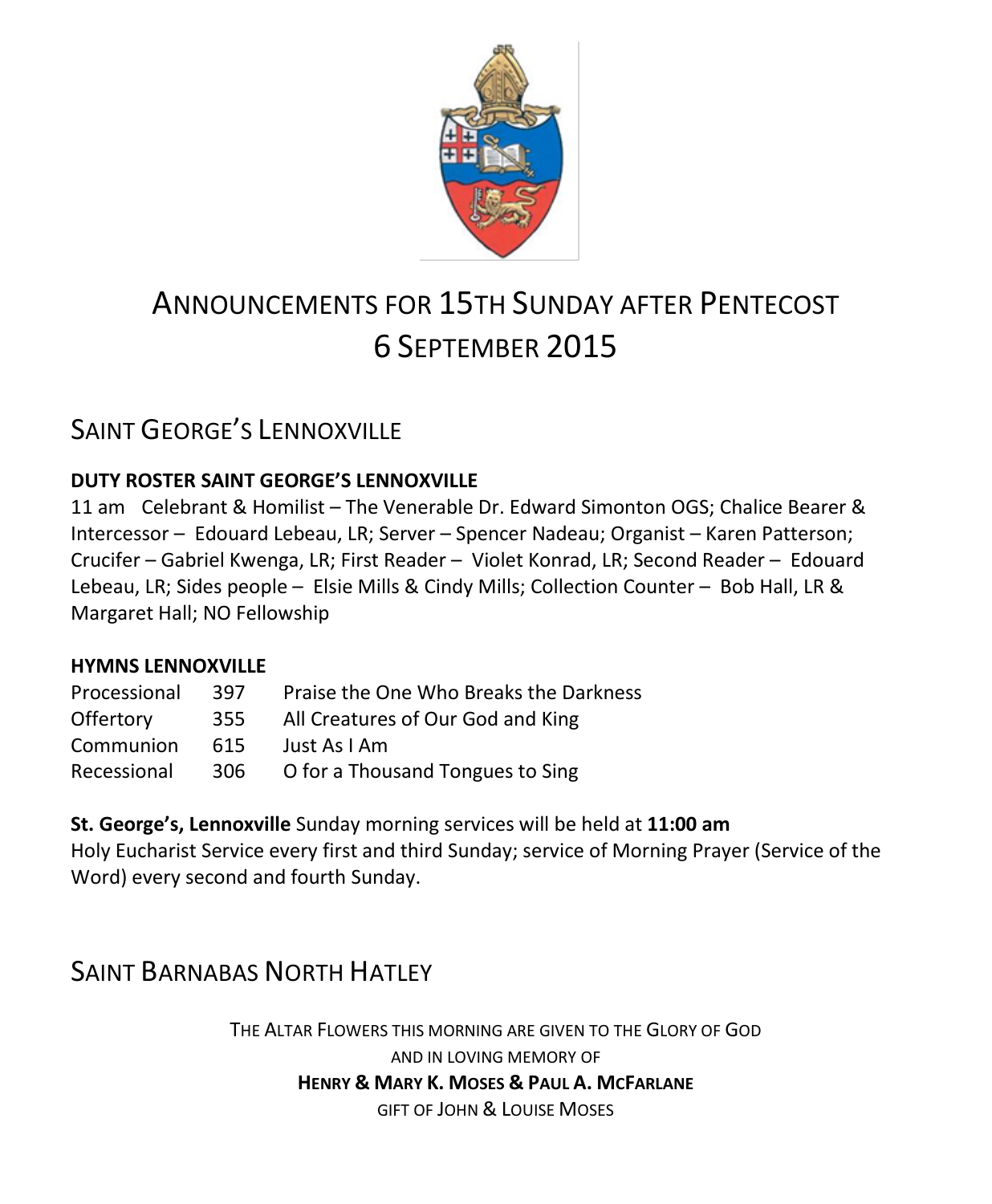# ANNOUNCEMENTS FOR 15TH SUNDAY AFTER PENTECOST
# 6 SEPTEMBER 2015

## SAINT GEORGE'S LENNOXVILLE

**DUTY ROSTER SAINT GEORGE'S LENNOXVILLE**

11 am Celebrant & Homilist – The Venerable Dr. Edward Simonton OGS; Chalice Bearer & Intercessor – Edouard Lebeau, LR; Server – Spencer Nadeau; Organist – Karen Patterson; Crucifer – Gabriel Kwenga, LR; First Reader – Violet Konrad, LR; Second Reader – Edouard Lebeau, LR; Sides people – Elsie Mills & Cindy Mills; Collection Counter – Bob Hall, LR & Margaret Hall; NO Fellowship

**HYMNS LENNOXVILLE**

| | | |
|---|---|---|
| Processional | 397 | Praise the One Who Breaks the Darkness |
| Offertory | 355 | All Creatures of Our God and King |
| Communion | 615 | Just As I Am |
| Recessional | 306 | O for a Thousand Tongues to Sing |

**St. George's, Lennoxville** Sunday morning services will be held at **11:00 am**
Holy Eucharist Service every first and third Sunday; service of Morning Prayer (Service of the Word) every second and fourth Sunday.

## SAINT BARNABAS NORTH HATLEY

THE ALTAR FLOWERS THIS MORNING ARE GIVEN TO THE GLORY OF GOD
AND IN LOVING MEMORY OF
**HENRY & MARY K. MOSES & PAUL A. MCFARLANE**
GIFT OF JOHN & LOUISE MOSES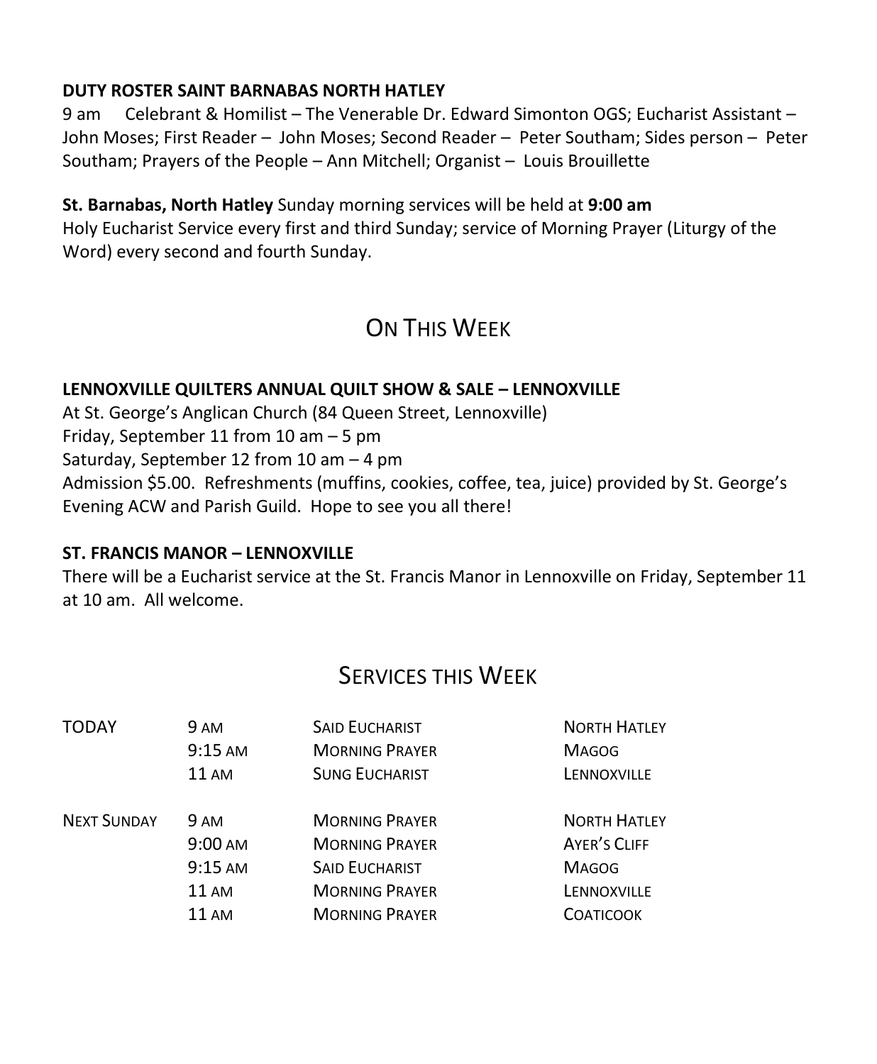**DUTY ROSTER SAINT BARNABAS NORTH HATLEY**

9 am Celebrant & Homilist – The Venerable Dr. Edward Simonton OGS; Eucharist Assistant – John Moses; First Reader – John Moses; Second Reader – Peter Southam; Sides person – Peter Southam; Prayers of the People – Ann Mitchell; Organist – Louis Brouillette

**St. Barnabas, North Hatley** Sunday morning services will be held at **9:00 am**
Holy Eucharist Service every first and third Sunday; service of Morning Prayer (Liturgy of the Word) every second and fourth Sunday.

## ON THIS WEEK

**LENNOXVILLE QUILTERS ANNUAL QUILT SHOW & SALE – LENNOXVILLE**
At St. George's Anglican Church (84 Queen Street, Lennoxville)
Friday, September 11 from 10 am – 5 pm
Saturday, September 12 from 10 am – 4 pm
Admission $5.00. Refreshments (muffins, cookies, coffee, tea, juice) provided by St. George's Evening ACW and Parish Guild. Hope to see you all there!

**ST. FRANCIS MANOR – LENNOXVILLE**
There will be a Eucharist service at the St. Francis Manor in Lennoxville on Friday, September 11 at 10 am. All welcome.

## SERVICES THIS WEEK

| | | | |
|---|---|---|---|
| TODAY | 9 AM | SAID EUCHARIST | NORTH HATLEY |
| | 9:15 AM | MORNING PRAYER | MAGOG |
| | 11 AM | SUNG EUCHARIST | LENNOXVILLE |
| NEXT SUNDAY | 9 AM | MORNING PRAYER | NORTH HATLEY |
| | 9:00 AM | MORNING PRAYER | AYER'S CLIFF |
| | 9:15 AM | SAID EUCHARIST | MAGOG |
| | 11 AM | MORNING PRAYER | LENNOXVILLE |
| | 11 AM | MORNING PRAYER | COATICOOK |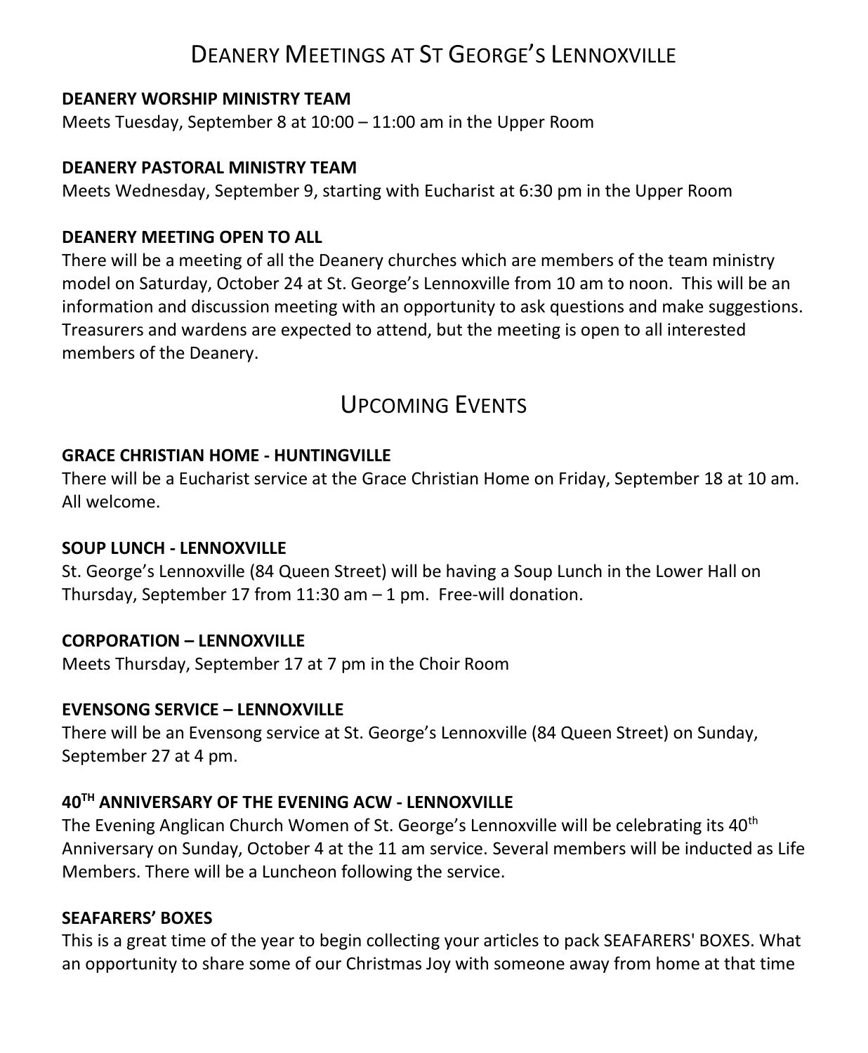# Deanery Meetings at St George's Lennoxville

**DEANERY WORSHIP MINISTRY TEAM**

Meets Tuesday, September 8 at 10:00 – 11:00 am in the Upper Room

**DEANERY PASTORAL MINISTRY TEAM**

Meets Wednesday, September 9, starting with Eucharist at 6:30 pm in the Upper Room

**DEANERY MEETING OPEN TO ALL**

There will be a meeting of all the Deanery churches which are members of the team ministry model on Saturday, October 24 at St. George's Lennoxville from 10 am to noon. This will be an information and discussion meeting with an opportunity to ask questions and make suggestions. Treasurers and wardens are expected to attend, but the meeting is open to all interested members of the Deanery.

# Upcoming Events

**GRACE CHRISTIAN HOME - HUNTINGVILLE**

There will be a Eucharist service at the Grace Christian Home on Friday, September 18 at 10 am. All welcome.

**SOUP LUNCH - LENNOXVILLE**

St. George's Lennoxville (84 Queen Street) will be having a Soup Lunch in the Lower Hall on Thursday, September 17 from 11:30 am – 1 pm. Free-will donation.

**CORPORATION – LENNOXVILLE**

Meets Thursday, September 17 at 7 pm in the Choir Room

**EVENSONG SERVICE – LENNOXVILLE**

There will be an Evensong service at St. George's Lennoxville (84 Queen Street) on Sunday, September 27 at 4 pm.

**40TH ANNIVERSARY OF THE EVENING ACW - LENNOXVILLE**

The Evening Anglican Church Women of St. George's Lennoxville will be celebrating its 40th Anniversary on Sunday, October 4 at the 11 am service. Several members will be inducted as Life Members. There will be a Luncheon following the service.

**SEAFARERS' BOXES**

This is a great time of the year to begin collecting your articles to pack SEAFARERS' BOXES. What an opportunity to share some of our Christmas Joy with someone away from home at that time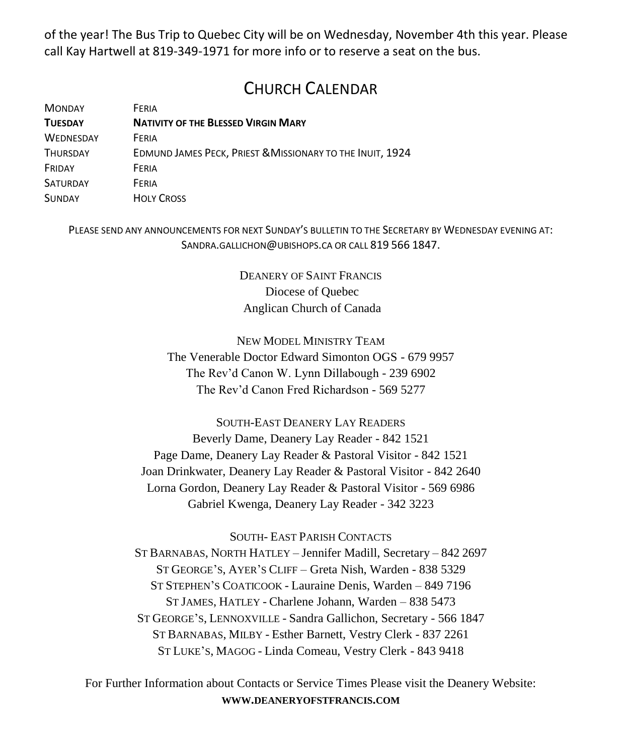of the year! The Bus Trip to Quebec City will be on Wednesday, November 4th this year. Please call Kay Hartwell at 819-349-1971 for more info or to reserve a seat on the bus.

## Church Calendar

| | |
|---|---|
| Monday | Feria |
| **Tuesday** | **Nativity of the Blessed Virgin Mary** |
| Wednesday | Feria |
| Thursday | Edmund James Peck, Priest & Missionary to the Inuit, 1924 |
| Friday | Feria |
| Saturday | Feria |
| Sunday | Holy Cross |

PLEASE SEND ANY ANNOUNCEMENTS FOR NEXT SUNDAY'S BULLETIN TO THE SECRETARY BY WEDNESDAY EVENING AT: SANDRA.GALLICHON@UBISHOPS.CA OR CALL 819 566 1847.

DEANERY OF SAINT FRANCIS
Diocese of Quebec
Anglican Church of Canada

NEW MODEL MINISTRY TEAM
The Venerable Doctor Edward Simonton OGS - 679 9957
The Rev'd Canon W. Lynn Dillabough - 239 6902
The Rev'd Canon Fred Richardson - 569 5277

SOUTH-EAST DEANERY LAY READERS
Beverly Dame, Deanery Lay Reader - 842 1521
Page Dame, Deanery Lay Reader & Pastoral Visitor - 842 1521
Joan Drinkwater, Deanery Lay Reader & Pastoral Visitor - 842 2640
Lorna Gordon, Deanery Lay Reader & Pastoral Visitor - 569 6986
Gabriel Kwenga, Deanery Lay Reader - 342 3223

SOUTH- EAST PARISH CONTACTS
ST BARNABAS, NORTH HATLEY – Jennifer Madill, Secretary – 842 2697
ST GEORGE'S, AYER'S CLIFF – Greta Nish, Warden - 838 5329
ST STEPHEN'S COATICOOK - Lauraine Denis, Warden – 849 7196
ST JAMES, HATLEY - Charlene Johann, Warden – 838 5473
ST GEORGE'S, LENNOXVILLE - Sandra Gallichon, Secretary - 566 1847
ST BARNABAS, MILBY - Esther Barnett, Vestry Clerk - 837 2261
ST LUKE'S, MAGOG - Linda Comeau, Vestry Clerk - 843 9418

For Further Information about Contacts or Service Times Please visit the Deanery Website:
**WWW.DEANERYOFSTFRANCIS.COM**